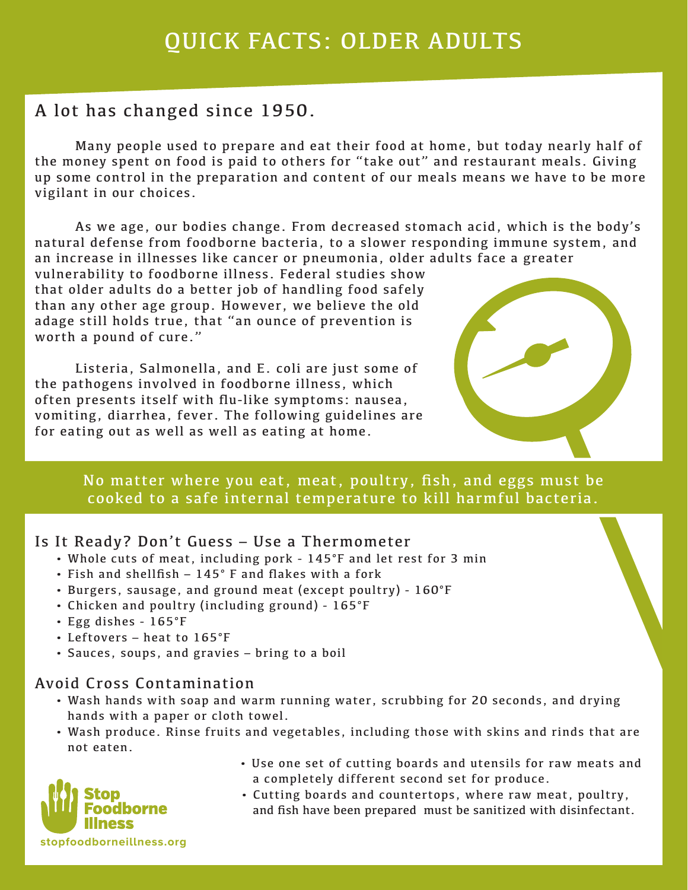# QUICK FACTS: OLDER ADULTS

## A lot has changed since 1950.

Many people used to prepare and eat their food at home, but today nearly half of the money spent on food is paid to others for "take out" and restaurant meals. Giving up some control in the preparation and content of our meals means we have to be more vigilant in our choices.

As we age, our bodies change. From decreased stomach acid, which is the body's natural defense from foodborne bacteria, to a slower responding immune system, and an increase in illnesses like cancer or pneumonia, older adults face a greater vulnerability to foodborne illness. Federal studies show that older adults do a better job of handling food safely than any other age group. However, we believe the old adage still holds true, that "an ounce of prevention is worth a pound of cure."

Listeria, Salmonella, and E. coli are just some of the pathogens involved in foodborne illness, which often presents itself with flu-like symptoms: nausea, vomiting, diarrhea, fever. The following guidelines are for eating out as well as well as eating at home.

No matter where you eat, meat, poultry, fish, and eggs must be cooked to a safe internal temperature to kill harmful bacteria.

### Is It Ready? Don't Guess – Use a Thermometer

- Whole cuts of meat, including pork - 145°F and let rest for 3 min
- Fish and shellfish – 145° F and flakes with a fork
- Burgers, sausage, and ground meat (except poultry) - 160°F
- Chicken and poultry (including ground) - 165°F
- Egg dishes - 165°F
- Leftovers – heat to 165°F
- Sauces, soups, and gravies – bring to a boil

### Avoid Cross Contamination

- Wash hands with soap and warm running water, scrubbing for 20 seconds, and drying hands with a paper or cloth towel.
- Wash produce. Rinse fruits and vegetables, including those with skins and rinds that are not eaten.
- Use one set of cutting boards and utensils for raw meats and a completely different second set for produce.
- Cutting boards and countertops, where raw meat, poultry, and fish have been prepared must be sanitized with disinfectant.

Stop Foodborne Illness

stopfoodborneillness.org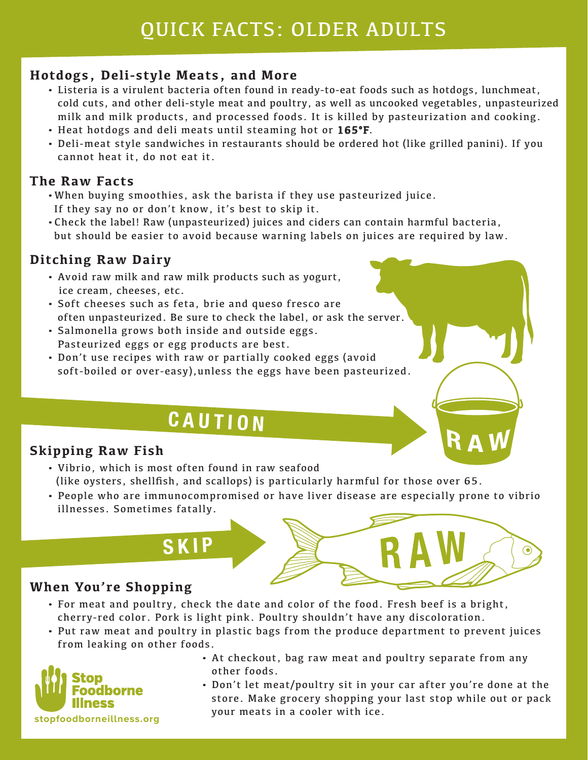# QUICK FACTS: OLDER ADULTS

## Hotdogs, Deli-style Meats, and More

- Listeria is a virulent bacteria often found in ready-to-eat foods such as hotdogs, lunchmeat, cold cuts, and other deli-style meat and poultry, as well as uncooked vegetables, unpasteurized milk and milk products, and processed foods. It is killed by pasteurization and cooking.
- Heat hotdogs and deli meats until steaming hot or **165°F**.
- Deli-meat style sandwiches in restaurants should be ordered hot (like grilled panini). If you cannot heat it, do not eat it.

## The Raw Facts

- When buying smoothies, ask the barista if they use pasteurized juice. If they say no or don't know, it's best to skip it.
- Check the label! Raw (unpasteurized) juices and ciders can contain harmful bacteria, but should be easier to avoid because warning labels on juices are required by law.

## Ditching Raw Dairy

- Avoid raw milk and raw milk products such as yogurt, ice cream, cheeses, etc.
- Soft cheeses such as feta, brie and queso fresco are often unpasteurized. Be sure to check the label, or ask the server.
- Salmonella grows both inside and outside eggs. Pasteurized eggs or egg products are best.
- Don't use recipes with raw or partially cooked eggs (avoid soft-boiled or over-easy),unless the eggs have been pasteurized.

CAUTION

RAW

## Skipping Raw Fish

- Vibrio, which is most often found in raw seafood (like oysters, shellfish, and scallops) is particularly harmful for those over 65.
- People who are immunocompromised or have liver disease are especially prone to vibrio illnesses. Sometimes fatally.

SKIP

RAW

## When You're Shopping

- For meat and poultry, check the date and color of the food. Fresh beef is a bright, cherry-red color. Pork is light pink. Poultry shouldn't have any discoloration.
- Put raw meat and poultry in plastic bags from the produce department to prevent juices from leaking on other foods.
- At checkout, bag raw meat and poultry separate from any other foods.
- Don't let meat/poultry sit in your car after you're done at the store. Make grocery shopping your last stop while out or pack your meats in a cooler with ice.

Stop Foodborne Illness

stopfoodborneillness.org